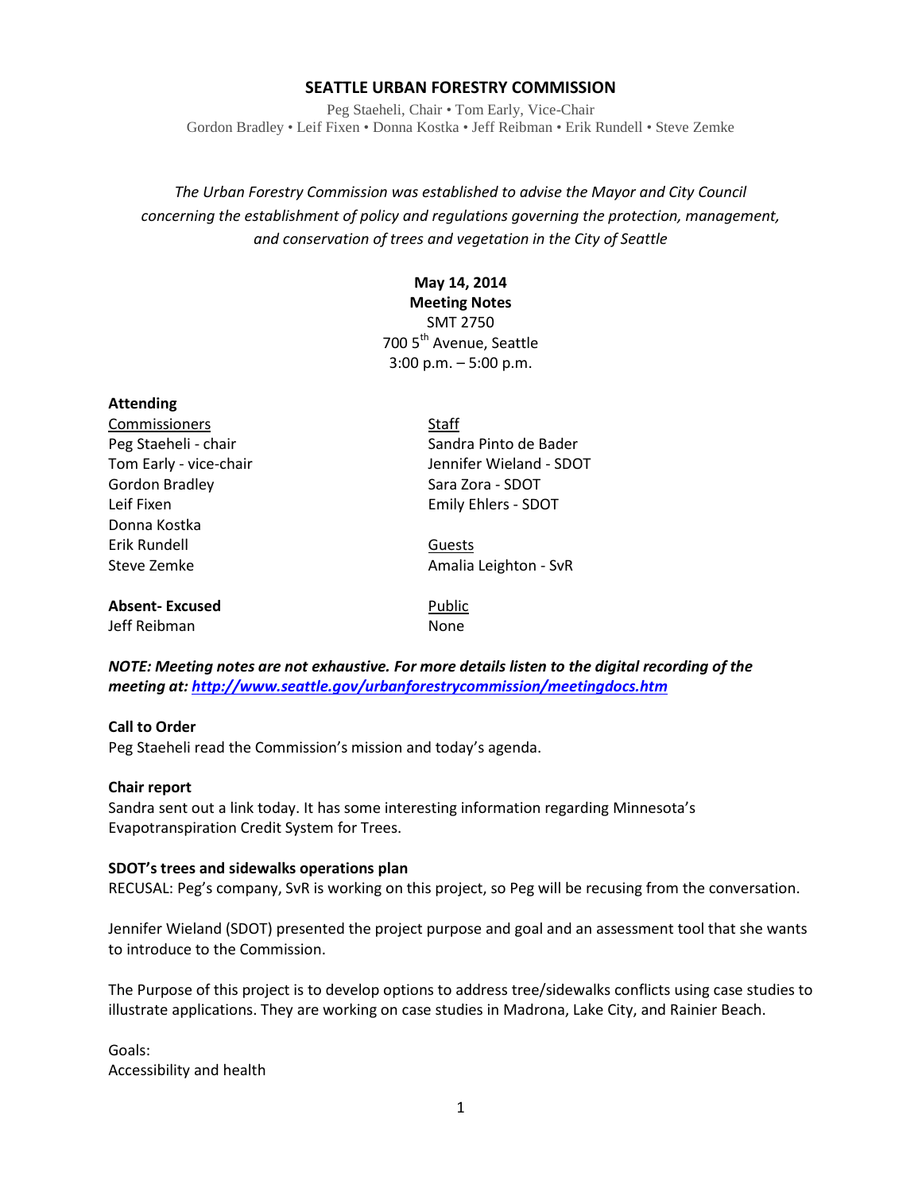# SEATTLE URBAN FORESTRY COMMISSION

Peg Staeheli, Chair • Tom Early, Vice-Chair
Gordon Bradley • Leif Fixen • Donna Kostka • Jeff Reibman • Erik Rundell • Steve Zemke

*The Urban Forestry Commission was established to advise the Mayor and City Council concerning the establishment of policy and regulations governing the protection, management, and conservation of trees and vegetation in the City of Seattle*

**May 14, 2014**
**Meeting Notes**
SMT 2750
700 5th Avenue, Seattle
3:00 p.m. – 5:00 p.m.

**Attending**

Commissioners
Peg Staeheli - chair
Tom Early - vice-chair
Gordon Bradley
Leif Fixen
Donna Kostka
Erik Rundell
Steve Zemke

Staff
Sandra Pinto de Bader
Jennifer Wieland - SDOT
Sara Zora - SDOT
Emily Ehlers - SDOT

Guests
Amalia Leighton - SvR

**Absent- Excused**
Jeff Reibman

Public
None

***NOTE: Meeting notes are not exhaustive. For more details listen to the digital recording of the meeting at: http://www.seattle.gov/urbanforestrycommission/meetingdocs.htm***

**Call to Order**
Peg Staeheli read the Commission's mission and today's agenda.

**Chair report**
Sandra sent out a link today. It has some interesting information regarding Minnesota's Evapotranspiration Credit System for Trees.

**SDOT's trees and sidewalks operations plan**
RECUSAL: Peg's company, SvR is working on this project, so Peg will be recusing from the conversation.

Jennifer Wieland (SDOT) presented the project purpose and goal and an assessment tool that she wants to introduce to the Commission.

The Purpose of this project is to develop options to address tree/sidewalks conflicts using case studies to illustrate applications. They are working on case studies in Madrona, Lake City, and Rainier Beach.

Goals:
Accessibility and health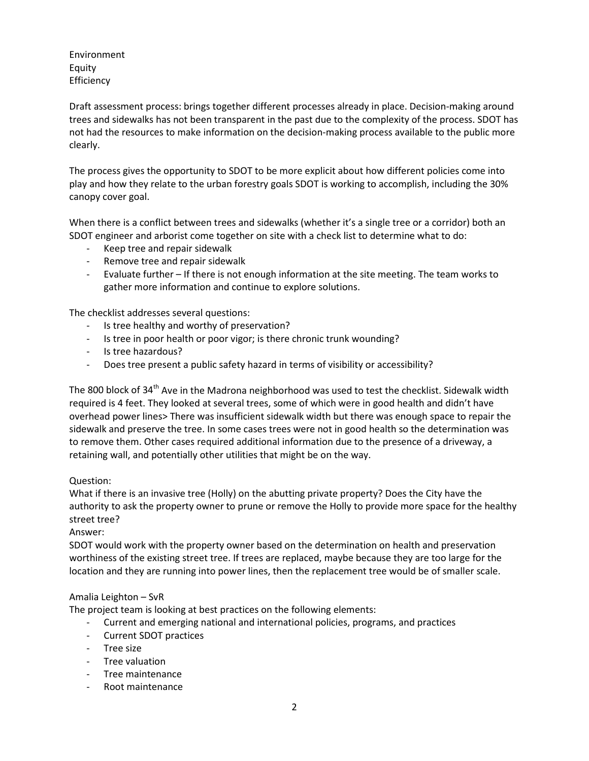Environment
Equity
Efficiency

Draft assessment process: brings together different processes already in place. Decision-making around trees and sidewalks has not been transparent in the past due to the complexity of the process. SDOT has not had the resources to make information on the decision-making process available to the public more clearly.

The process gives the opportunity to SDOT to be more explicit about how different policies come into play and how they relate to the urban forestry goals SDOT is working to accomplish, including the 30% canopy cover goal.

When there is a conflict between trees and sidewalks (whether it's a single tree or a corridor) both an SDOT engineer and arborist come together on site with a check list to determine what to do:

- Keep tree and repair sidewalk
- Remove tree and repair sidewalk
- Evaluate further – If there is not enough information at the site meeting. The team works to gather more information and continue to explore solutions.

The checklist addresses several questions:

- Is tree healthy and worthy of preservation?
- Is tree in poor health or poor vigor; is there chronic trunk wounding?
- Is tree hazardous?
- Does tree present a public safety hazard in terms of visibility or accessibility?

The 800 block of 34th Ave in the Madrona neighborhood was used to test the checklist. Sidewalk width required is 4 feet. They looked at several trees, some of which were in good health and didn't have overhead power lines> There was insufficient sidewalk width but there was enough space to repair the sidewalk and preserve the tree. In some cases trees were not in good health so the determination was to remove them. Other cases required additional information due to the presence of a driveway, a retaining wall, and potentially other utilities that might be on the way.

Question:
What if there is an invasive tree (Holly) on the abutting private property? Does the City have the authority to ask the property owner to prune or remove the Holly to provide more space for the healthy street tree?

Answer:
SDOT would work with the property owner based on the determination on health and preservation worthiness of the existing street tree. If trees are replaced, maybe because they are too large for the location and they are running into power lines, then the replacement tree would be of smaller scale.

Amalia Leighton – SvR
The project team is looking at best practices on the following elements:

- Current and emerging national and international policies, programs, and practices
- Current SDOT practices
- Tree size
- Tree valuation
- Tree maintenance
- Root maintenance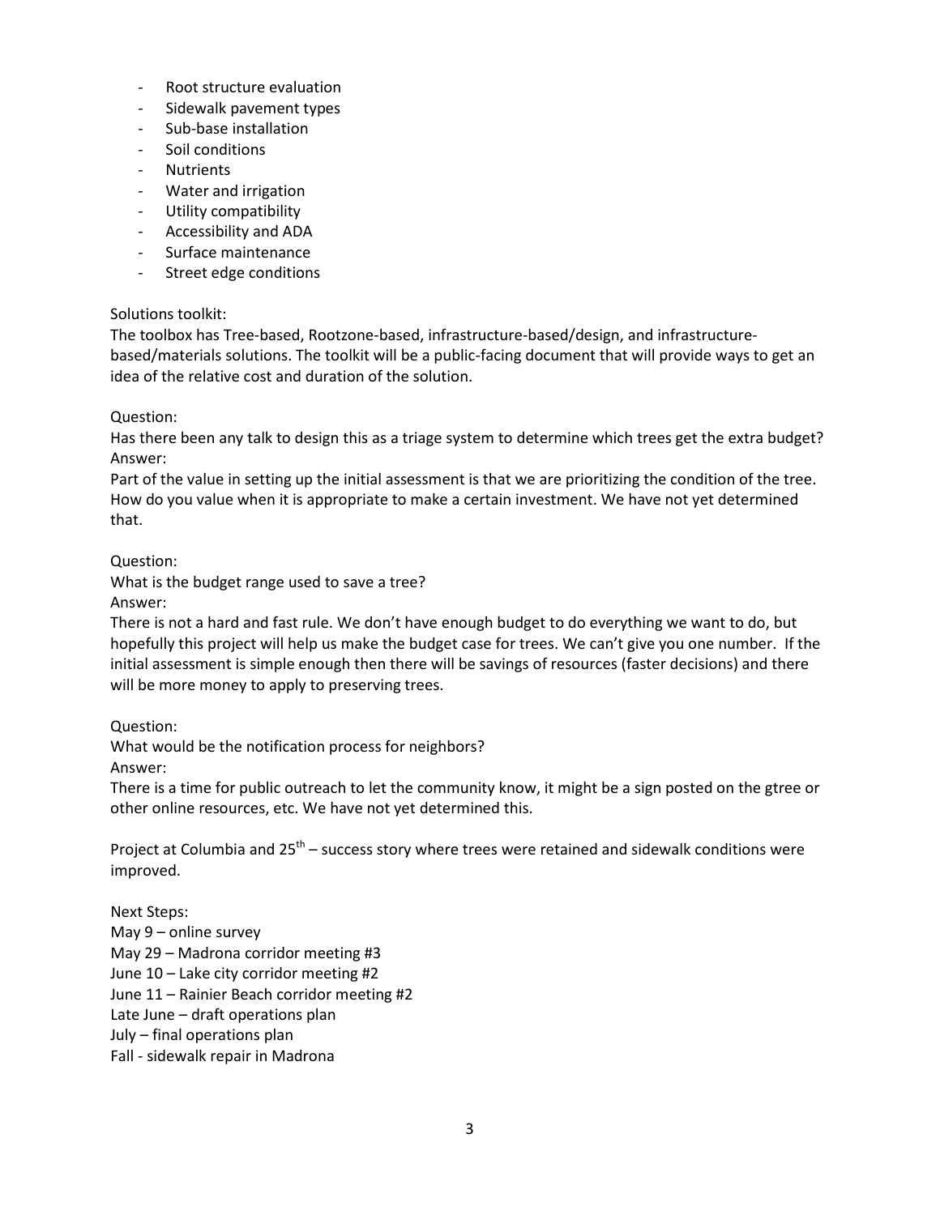- Root structure evaluation
- Sidewalk pavement types
- Sub-base installation
- Soil conditions
- Nutrients
- Water and irrigation
- Utility compatibility
- Accessibility and ADA
- Surface maintenance
- Street edge conditions

Solutions toolkit:
The toolbox has Tree-based, Rootzone-based, infrastructure-based/design, and infrastructure-based/materials solutions. The toolkit will be a public-facing document that will provide ways to get an idea of the relative cost and duration of the solution.

Question:
Has there been any talk to design this as a triage system to determine which trees get the extra budget?
Answer:
Part of the value in setting up the initial assessment is that we are prioritizing the condition of the tree. How do you value when it is appropriate to make a certain investment. We have not yet determined that.

Question:
What is the budget range used to save a tree?
Answer:
There is not a hard and fast rule. We don't have enough budget to do everything we want to do, but hopefully this project will help us make the budget case for trees. We can't give you one number. If the initial assessment is simple enough then there will be savings of resources (faster decisions) and there will be more money to apply to preserving trees.

Question:
What would be the notification process for neighbors?
Answer:
There is a time for public outreach to let the community know, it might be a sign posted on the gtree or other online resources, etc. We have not yet determined this.

Project at Columbia and 25th – success story where trees were retained and sidewalk conditions were improved.

Next Steps:
May 9 – online survey
May 29 – Madrona corridor meeting #3
June 10 – Lake city corridor meeting #2
June 11 – Rainier Beach corridor meeting #2
Late June – draft operations plan
July – final operations plan
Fall - sidewalk repair in Madrona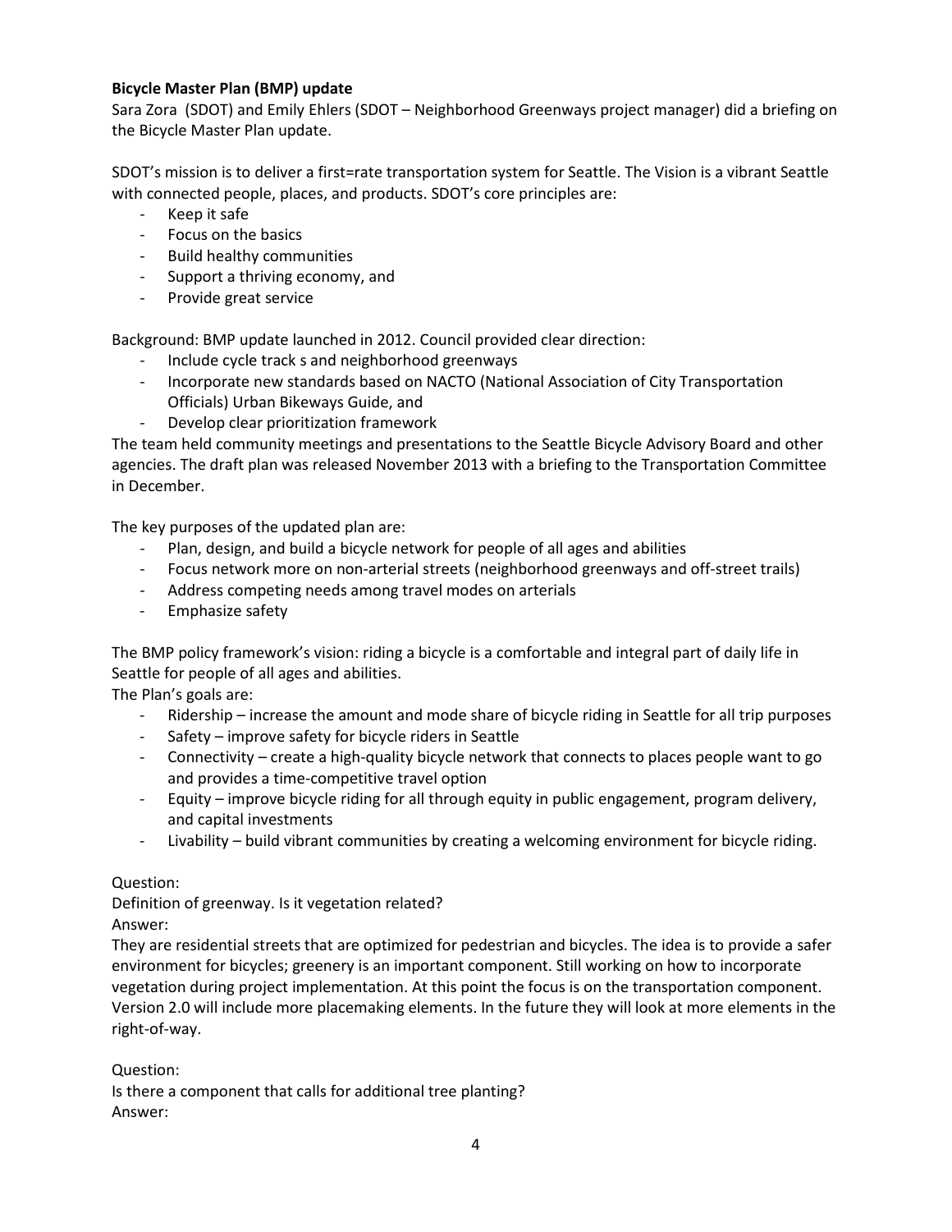**Bicycle Master Plan (BMP) update**

Sara Zora (SDOT) and Emily Ehlers (SDOT – Neighborhood Greenways project manager) did a briefing on the Bicycle Master Plan update.

SDOT's mission is to deliver a first=rate transportation system for Seattle. The Vision is a vibrant Seattle with connected people, places, and products. SDOT's core principles are:

- Keep it safe
- Focus on the basics
- Build healthy communities
- Support a thriving economy, and
- Provide great service

Background: BMP update launched in 2012. Council provided clear direction:

- Include cycle track s and neighborhood greenways
- Incorporate new standards based on NACTO (National Association of City Transportation Officials) Urban Bikeways Guide, and
- Develop clear prioritization framework

The team held community meetings and presentations to the Seattle Bicycle Advisory Board and other agencies. The draft plan was released November 2013 with a briefing to the Transportation Committee in December.

The key purposes of the updated plan are:

- Plan, design, and build a bicycle network for people of all ages and abilities
- Focus network more on non-arterial streets (neighborhood greenways and off-street trails)
- Address competing needs among travel modes on arterials
- Emphasize safety

The BMP policy framework's vision: riding a bicycle is a comfortable and integral part of daily life in Seattle for people of all ages and abilities.

The Plan's goals are:

- Ridership – increase the amount and mode share of bicycle riding in Seattle for all trip purposes
- Safety – improve safety for bicycle riders in Seattle
- Connectivity – create a high-quality bicycle network that connects to places people want to go and provides a time-competitive travel option
- Equity – improve bicycle riding for all through equity in public engagement, program delivery, and capital investments
- Livability – build vibrant communities by creating a welcoming environment for bicycle riding.

Question:
Definition of greenway. Is it vegetation related?
Answer:
They are residential streets that are optimized for pedestrian and bicycles. The idea is to provide a safer environment for bicycles; greenery is an important component. Still working on how to incorporate vegetation during project implementation. At this point the focus is on the transportation component. Version 2.0 will include more placemaking elements. In the future they will look at more elements in the right-of-way.

Question:
Is there a component that calls for additional tree planting?
Answer: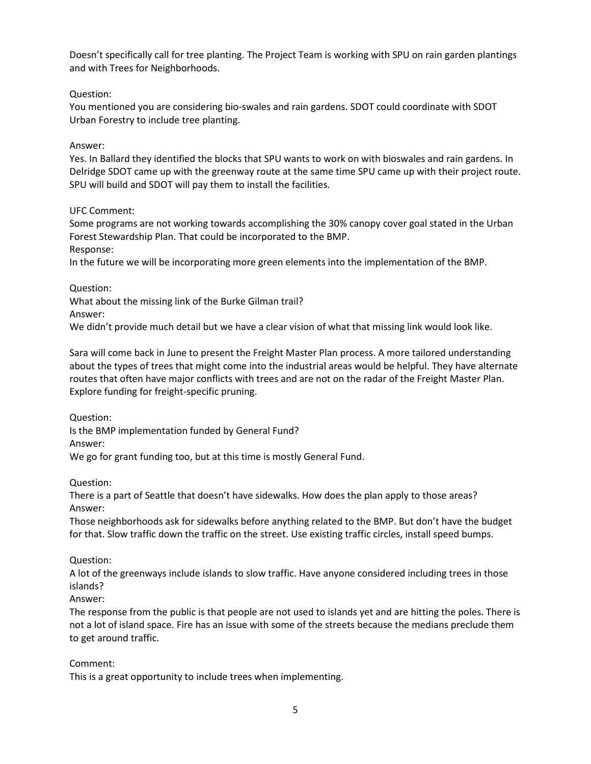Doesn't specifically call for tree planting. The Project Team is working with SPU on rain garden plantings and with Trees for Neighborhoods.

Question:
You mentioned you are considering bio-swales and rain gardens. SDOT could coordinate with SDOT Urban Forestry to include tree planting.

Answer:
Yes. In Ballard they identified the blocks that SPU wants to work on with bioswales and rain gardens. In Delridge SDOT came up with the greenway route at the same time SPU came up with their project route. SPU will build and SDOT will pay them to install the facilities.

UFC Comment:
Some programs are not working towards accomplishing the 30% canopy cover goal stated in the Urban Forest Stewardship Plan. That could be incorporated to the BMP.
Response:
In the future we will be incorporating more green elements into the implementation of the BMP.

Question:
What about the missing link of the Burke Gilman trail?
Answer:
We didn't provide much detail but we have a clear vision of what that missing link would look like.

Sara will come back in June to present the Freight Master Plan process. A more tailored understanding about the types of trees that might come into the industrial areas would be helpful. They have alternate routes that often have major conflicts with trees and are not on the radar of the Freight Master Plan. Explore funding for freight-specific pruning.

Question:
Is the BMP implementation funded by General Fund?
Answer:
We go for grant funding too, but at this time is mostly General Fund.

Question:
There is a part of Seattle that doesn't have sidewalks. How does the plan apply to those areas?
Answer:
Those neighborhoods ask for sidewalks before anything related to the BMP. But don't have the budget for that. Slow traffic down the traffic on the street. Use existing traffic circles, install speed bumps.

Question:
A lot of the greenways include islands to slow traffic. Have anyone considered including trees in those islands?
Answer:
The response from the public is that people are not used to islands yet and are hitting the poles. There is not a lot of island space. Fire has an issue with some of the streets because the medians preclude them to get around traffic.

Comment:
This is a great opportunity to include trees when implementing.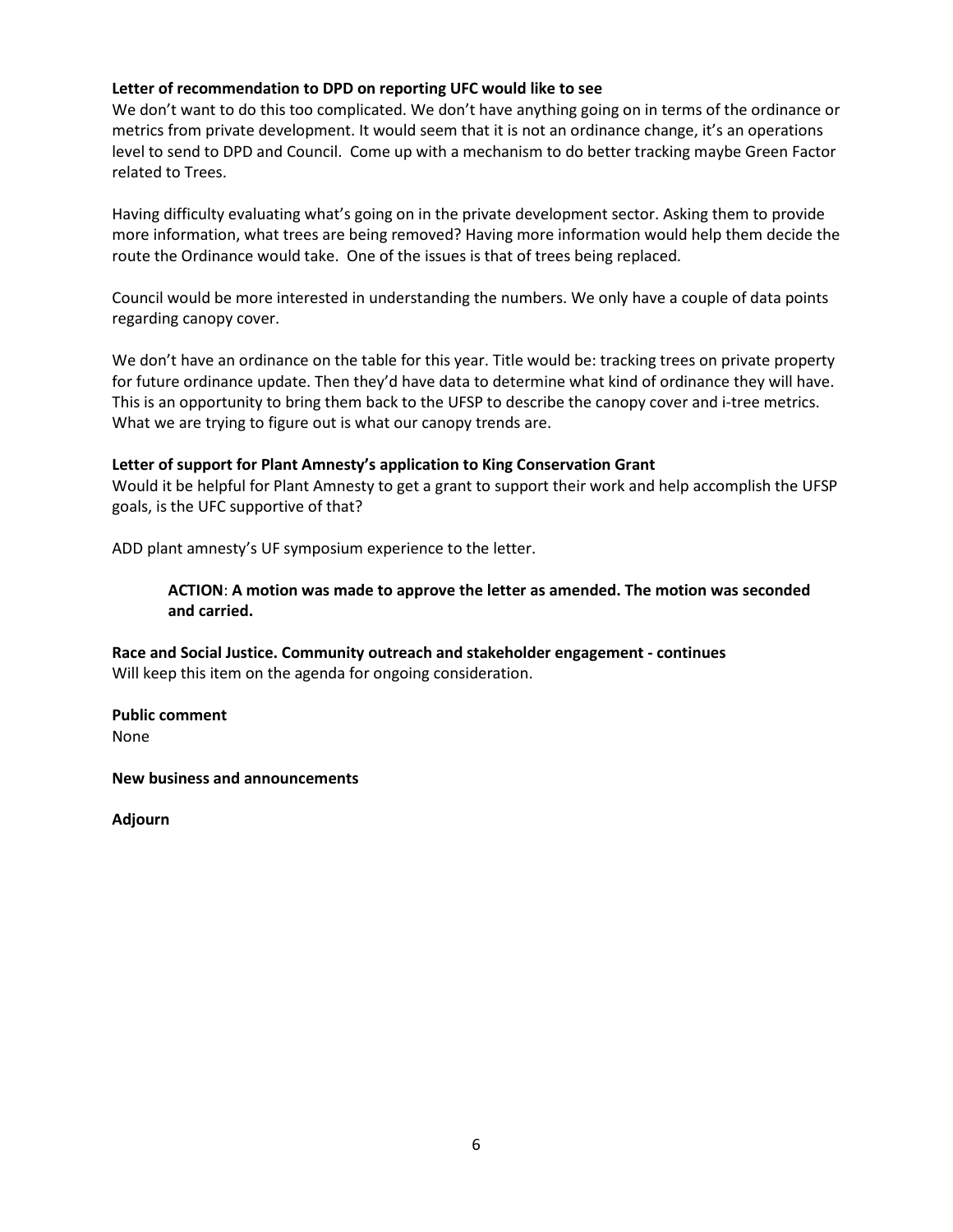**Letter of recommendation to DPD on reporting UFC would like to see**

We don't want to do this too complicated. We don't have anything going on in terms of the ordinance or metrics from private development. It would seem that it is not an ordinance change, it's an operations level to send to DPD and Council. Come up with a mechanism to do better tracking maybe Green Factor related to Trees.

Having difficulty evaluating what's going on in the private development sector. Asking them to provide more information, what trees are being removed? Having more information would help them decide the route the Ordinance would take. One of the issues is that of trees being replaced.

Council would be more interested in understanding the numbers. We only have a couple of data points regarding canopy cover.

We don't have an ordinance on the table for this year. Title would be: tracking trees on private property for future ordinance update. Then they'd have data to determine what kind of ordinance they will have. This is an opportunity to bring them back to the UFSP to describe the canopy cover and i-tree metrics. What we are trying to figure out is what our canopy trends are.

**Letter of support for Plant Amnesty's application to King Conservation Grant**

Would it be helpful for Plant Amnesty to get a grant to support their work and help accomplish the UFSP goals, is the UFC supportive of that?

ADD plant amnesty's UF symposium experience to the letter.

> **ACTION**: **A motion was made to approve the letter as amended. The motion was seconded and carried.**

**Race and Social Justice. Community outreach and stakeholder engagement - continues**

Will keep this item on the agenda for ongoing consideration.

**Public comment**

None

**New business and announcements**

**Adjourn**